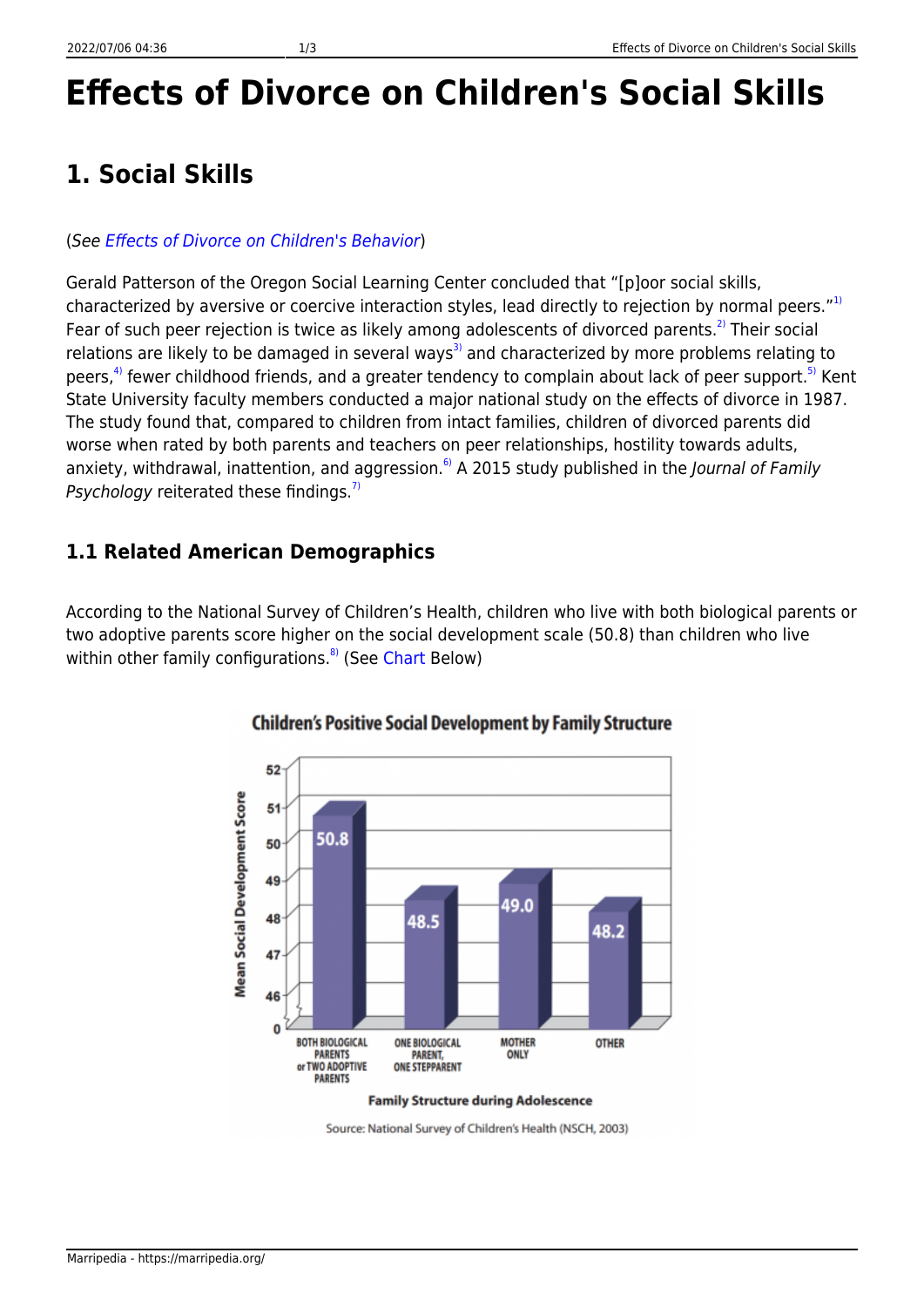# Effects of Divorce on Children's Social Skills

## 1. Social Skills

(*See Effects of Divorce on Children's Behavior*)

Gerald Patterson of the Oregon Social Learning Center concluded that "[p]oor social skills, characterized by aversive or coercive interaction styles, lead directly to rejection by normal peers."[1] Fear of such peer rejection is twice as likely among adolescents of divorced parents.[2] Their social relations are likely to be damaged in several ways[3] and characterized by more problems relating to peers,[4] fewer childhood friends, and a greater tendency to complain about lack of peer support.[5] Kent State University faculty members conducted a major national study on the effects of divorce in 1987. The study found that, compared to children from intact families, children of divorced parents did worse when rated by both parents and teachers on peer relationships, hostility towards adults, anxiety, withdrawal, inattention, and aggression.[6] A 2015 study published in the *Journal of Family Psychology* reiterated these findings.[7]

### 1.1 Related American Demographics

According to the National Survey of Children's Health, children who live with both biological parents or two adoptive parents score higher on the social development scale (50.8) than children who live within other family configurations.[8] (See Chart Below)

**Children's Positive Social Development by Family Structure**

| Family Structure during Adolescence | Mean Social Development Score |
|---|---|
| Both Biological Parents or Two Adoptive Parents | 50.8 |
| One Biological Parent, One Stepparent | 48.5 |
| Mother Only | 49.0 |
| Other | 48.2 |

Source: National Survey of Children's Health (NSCH, 2003)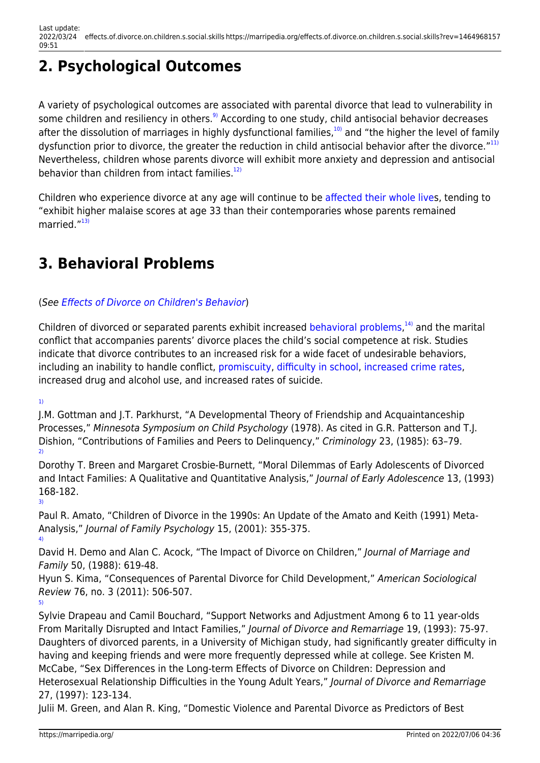## 2. Psychological Outcomes

A variety of psychological outcomes are associated with parental divorce that lead to vulnerability in some children and resiliency in others.[9] According to one study, child antisocial behavior decreases after the dissolution of marriages in highly dysfunctional families,[10] and "the higher the level of family dysfunction prior to divorce, the greater the reduction in child antisocial behavior after the divorce."[11] Nevertheless, children whose parents divorce will exhibit more anxiety and depression and antisocial behavior than children from intact families.[12]

Children who experience divorce at any age will continue to be affected their whole lives, tending to "exhibit higher malaise scores at age 33 than their contemporaries whose parents remained married."[13]

## 3. Behavioral Problems

(*See Effects of Divorce on Children's Behavior*)

Children of divorced or separated parents exhibit increased behavioral problems,[14] and the marital conflict that accompanies parents' divorce places the child's social competence at risk. Studies indicate that divorce contributes to an increased risk for a wide facet of undesirable behaviors, including an inability to handle conflict, promiscuity, difficulty in school, increased crime rates, increased drug and alcohol use, and increased rates of suicide.

[1]
J.M. Gottman and J.T. Parkhurst, "A Developmental Theory of Friendship and Acquaintanceship Processes," *Minnesota Symposium on Child Psychology* (1978). As cited in G.R. Patterson and T.J. Dishion, "Contributions of Families and Peers to Delinquency," *Criminology* 23, (1985): 63–79.

[2]
Dorothy T. Breen and Margaret Crosbie-Burnett, "Moral Dilemmas of Early Adolescents of Divorced and Intact Families: A Qualitative and Quantitative Analysis," *Journal of Early Adolescence* 13, (1993) 168-182.

[3]
Paul R. Amato, "Children of Divorce in the 1990s: An Update of the Amato and Keith (1991) Meta-Analysis," *Journal of Family Psychology* 15, (2001): 355-375.

[4]
David H. Demo and Alan C. Acock, "The Impact of Divorce on Children," *Journal of Marriage and Family* 50, (1988): 619-48.
Hyun S. Kima, "Consequences of Parental Divorce for Child Development," *American Sociological Review* 76, no. 3 (2011): 506-507.

[5]
Sylvie Drapeau and Camil Bouchard, "Support Networks and Adjustment Among 6 to 11 year-olds From Maritally Disrupted and Intact Families," *Journal of Divorce and Remarriage* 19, (1993): 75-97. Daughters of divorced parents, in a University of Michigan study, had significantly greater difficulty in having and keeping friends and were more frequently depressed while at college. See Kristen M. McCabe, "Sex Differences in the Long-term Effects of Divorce on Children: Depression and Heterosexual Relationship Difficulties in the Young Adult Years," *Journal of Divorce and Remarriage* 27, (1997): 123-134.
Julii M. Green, and Alan R. King, "Domestic Violence and Parental Divorce as Predictors of Best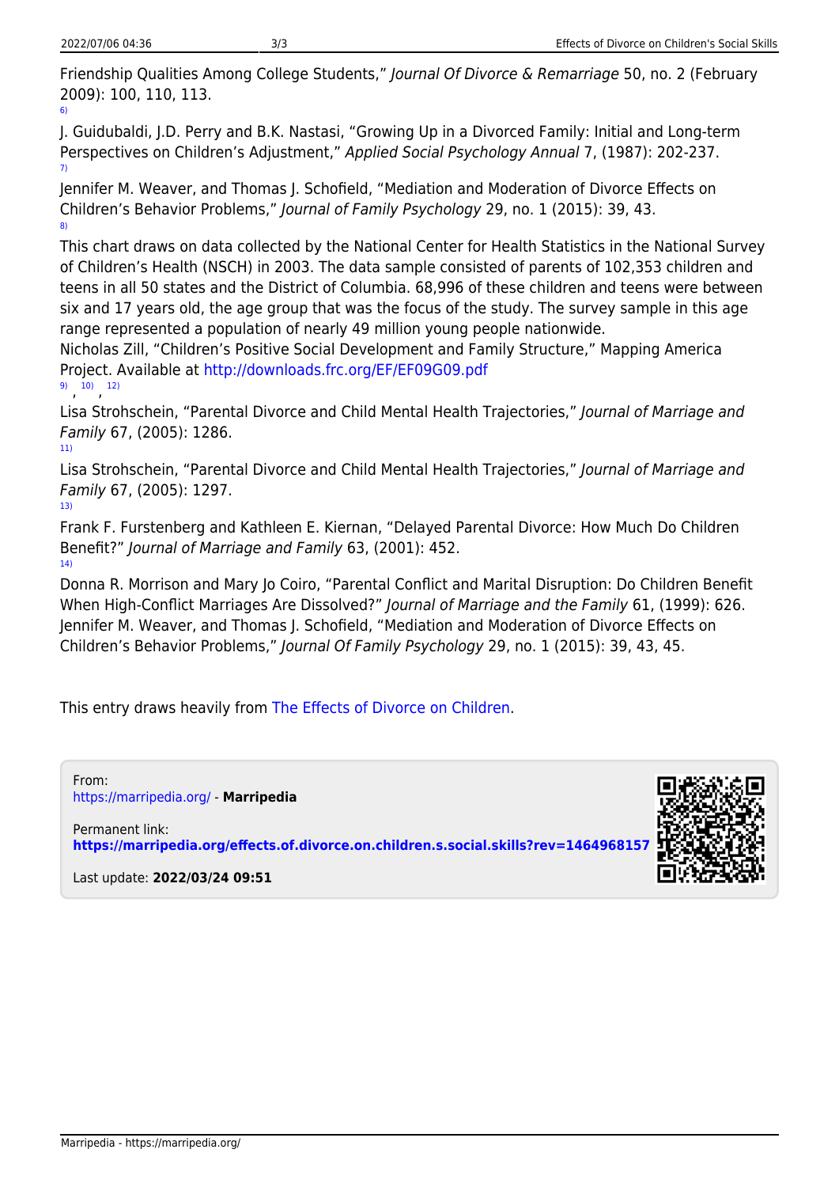Friendship Qualities Among College Students," *Journal Of Divorce & Remarriage* 50, no. 2 (February 2009): 100, 110, 113.

[6] J. Guidubaldi, J.D. Perry and B.K. Nastasi, "Growing Up in a Divorced Family: Initial and Long-term Perspectives on Children's Adjustment," *Applied Social Psychology Annual* 7, (1987): 202-237.

[7] Jennifer M. Weaver, and Thomas J. Schofield, "Mediation and Moderation of Divorce Effects on Children's Behavior Problems," *Journal of Family Psychology* 29, no. 1 (2015): 39, 43.

[8] This chart draws on data collected by the National Center for Health Statistics in the National Survey of Children's Health (NSCH) in 2003. The data sample consisted of parents of 102,353 children and teens in all 50 states and the District of Columbia. 68,996 of these children and teens were between six and 17 years old, the age group that was the focus of the study. The survey sample in this age range represented a population of nearly 49 million young people nationwide.
Nicholas Zill, "Children's Positive Social Development and Family Structure," Mapping America Project. Available at http://downloads.frc.org/EF/EF09G09.pdf

[9], [10], [12] Lisa Strohschein, "Parental Divorce and Child Mental Health Trajectories," *Journal of Marriage and Family* 67, (2005): 1286.

[11] Lisa Strohschein, "Parental Divorce and Child Mental Health Trajectories," *Journal of Marriage and Family* 67, (2005): 1297.

[13] Frank F. Furstenberg and Kathleen E. Kiernan, "Delayed Parental Divorce: How Much Do Children Benefit?" *Journal of Marriage and Family* 63, (2001): 452.

[14] Donna R. Morrison and Mary Jo Coiro, "Parental Conflict and Marital Disruption: Do Children Benefit When High-Conflict Marriages Are Dissolved?" *Journal of Marriage and the Family* 61, (1999): 626. Jennifer M. Weaver, and Thomas J. Schofield, "Mediation and Moderation of Divorce Effects on Children's Behavior Problems," *Journal Of Family Psychology* 29, no. 1 (2015): 39, 43, 45.

This entry draws heavily from The Effects of Divorce on Children.

From:
https://marripedia.org/ - **Marripedia**

Permanent link:
**https://marripedia.org/effects.of.divorce.on.children.s.social.skills?rev=1464968157**

Last update: **2022/03/24 09:51**